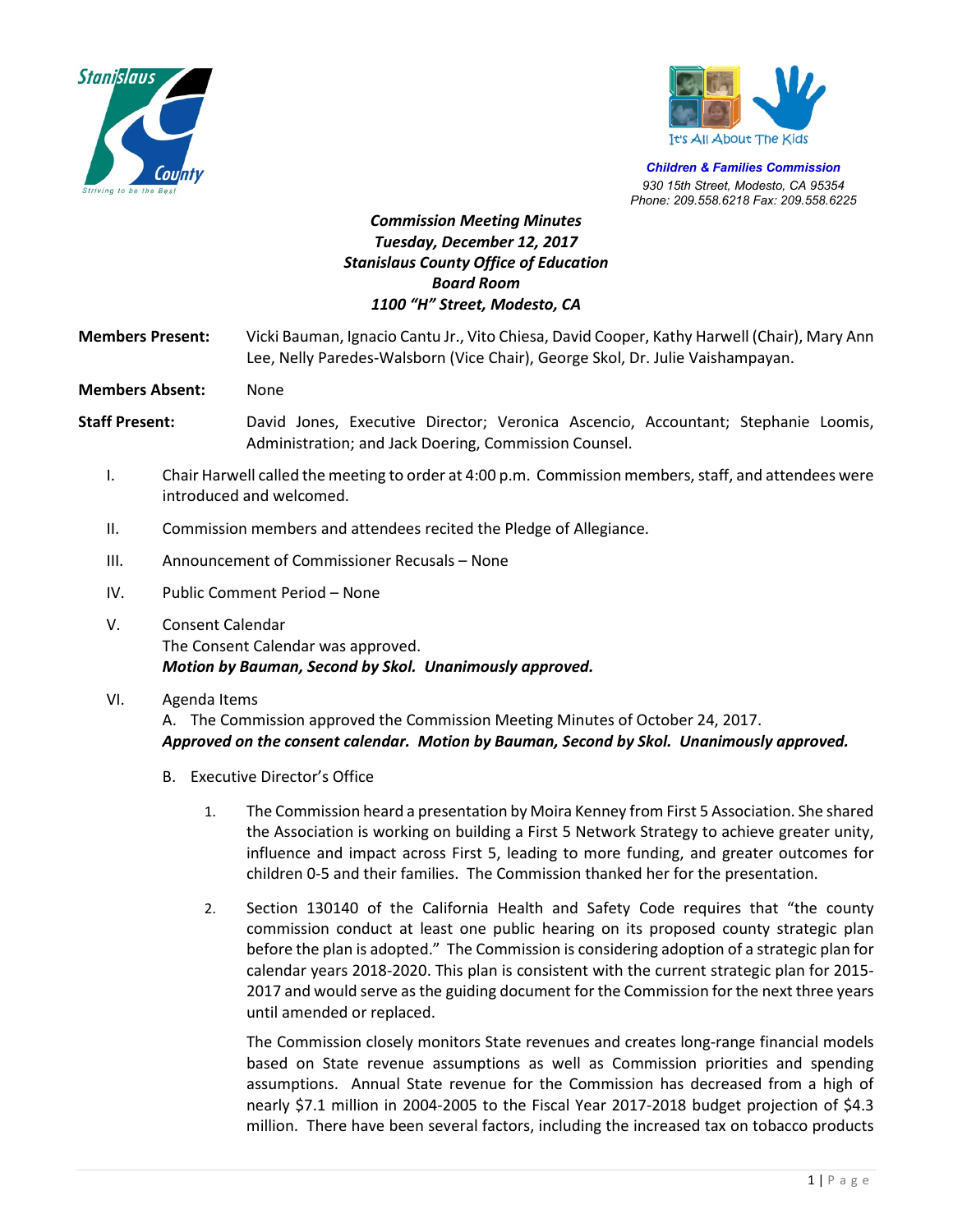Stanislaus County
Striving to be the Best

It's All About The Kids

**Children & Families Commission**
*930 15th Street, Modesto, CA 95354*
*Phone: 209.558.6218 Fax: 209.558.6225*

***Commission Meeting Minutes***
***Tuesday, December 12, 2017***
***Stanislaus County Office of Education***
***Board Room***
***1100 "H" Street, Modesto, CA***

**Members Present:** Vicki Bauman, Ignacio Cantu Jr., Vito Chiesa, David Cooper, Kathy Harwell (Chair), Mary Ann Lee, Nelly Paredes-Walsborn (Vice Chair), George Skol, Dr. Julie Vaishampayan.

**Members Absent:** None

**Staff Present:** David Jones, Executive Director; Veronica Ascencio, Accountant; Stephanie Loomis, Administration; and Jack Doering, Commission Counsel.

I. Chair Harwell called the meeting to order at 4:00 p.m. Commission members, staff, and attendees were introduced and welcomed.

II. Commission members and attendees recited the Pledge of Allegiance.

III. Announcement of Commissioner Recusals – None

IV. Public Comment Period – None

V. Consent Calendar
The Consent Calendar was approved.
***Motion by Bauman, Second by Skol. Unanimously approved.***

VI. Agenda Items
A. The Commission approved the Commission Meeting Minutes of October 24, 2017.
***Approved on the consent calendar. Motion by Bauman, Second by Skol. Unanimously approved.***

B. Executive Director's Office

1. The Commission heard a presentation by Moira Kenney from First 5 Association. She shared the Association is working on building a First 5 Network Strategy to achieve greater unity, influence and impact across First 5, leading to more funding, and greater outcomes for children 0-5 and their families. The Commission thanked her for the presentation.

2. Section 130140 of the California Health and Safety Code requires that "the county commission conduct at least one public hearing on its proposed county strategic plan before the plan is adopted." The Commission is considering adoption of a strategic plan for calendar years 2018-2020. This plan is consistent with the current strategic plan for 2015-2017 and would serve as the guiding document for the Commission for the next three years until amended or replaced.

   The Commission closely monitors State revenues and creates long-range financial models based on State revenue assumptions as well as Commission priorities and spending assumptions. Annual State revenue for the Commission has decreased from a high of nearly $7.1 million in 2004-2005 to the Fiscal Year 2017-2018 budget projection of $4.3 million. There have been several factors, including the increased tax on tobacco products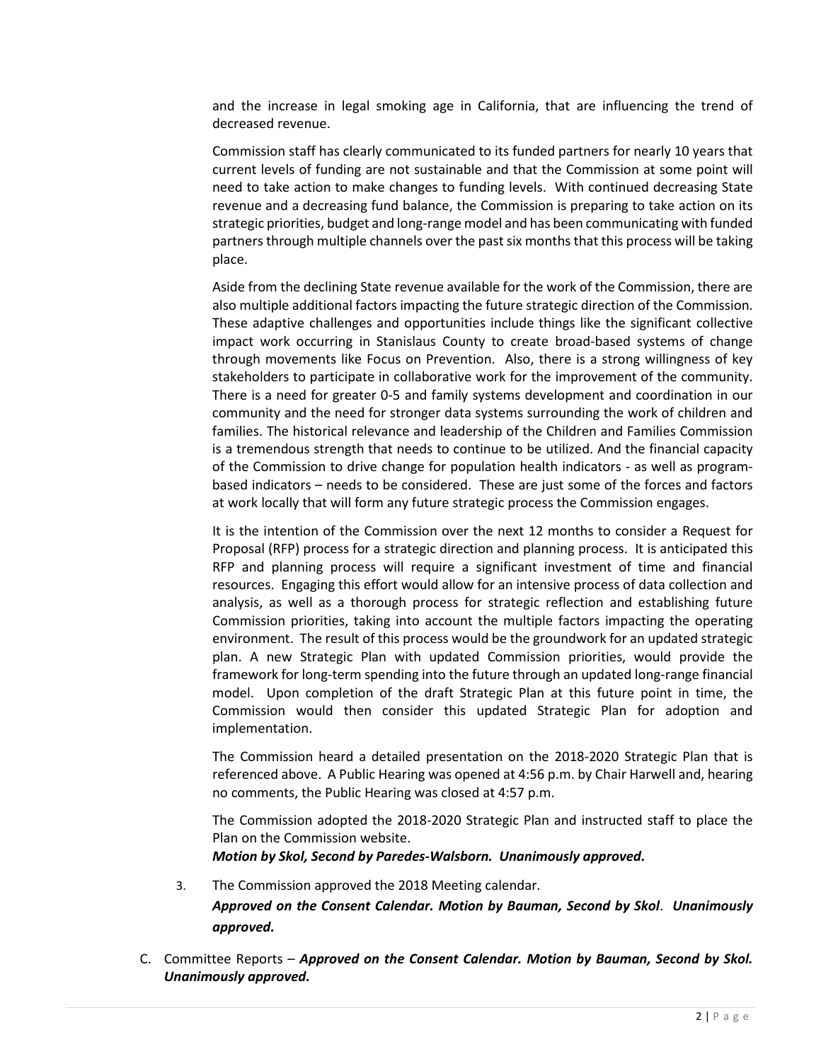and the increase in legal smoking age in California, that are influencing the trend of decreased revenue.

Commission staff has clearly communicated to its funded partners for nearly 10 years that current levels of funding are not sustainable and that the Commission at some point will need to take action to make changes to funding levels. With continued decreasing State revenue and a decreasing fund balance, the Commission is preparing to take action on its strategic priorities, budget and long-range model and has been communicating with funded partners through multiple channels over the past six months that this process will be taking place.

Aside from the declining State revenue available for the work of the Commission, there are also multiple additional factors impacting the future strategic direction of the Commission. These adaptive challenges and opportunities include things like the significant collective impact work occurring in Stanislaus County to create broad-based systems of change through movements like Focus on Prevention. Also, there is a strong willingness of key stakeholders to participate in collaborative work for the improvement of the community. There is a need for greater 0-5 and family systems development and coordination in our community and the need for stronger data systems surrounding the work of children and families. The historical relevance and leadership of the Children and Families Commission is a tremendous strength that needs to continue to be utilized. And the financial capacity of the Commission to drive change for population health indicators - as well as program-based indicators – needs to be considered. These are just some of the forces and factors at work locally that will form any future strategic process the Commission engages.

It is the intention of the Commission over the next 12 months to consider a Request for Proposal (RFP) process for a strategic direction and planning process. It is anticipated this RFP and planning process will require a significant investment of time and financial resources. Engaging this effort would allow for an intensive process of data collection and analysis, as well as a thorough process for strategic reflection and establishing future Commission priorities, taking into account the multiple factors impacting the operating environment. The result of this process would be the groundwork for an updated strategic plan. A new Strategic Plan with updated Commission priorities, would provide the framework for long-term spending into the future through an updated long-range financial model. Upon completion of the draft Strategic Plan at this future point in time, the Commission would then consider this updated Strategic Plan for adoption and implementation.

The Commission heard a detailed presentation on the 2018-2020 Strategic Plan that is referenced above. A Public Hearing was opened at 4:56 p.m. by Chair Harwell and, hearing no comments, the Public Hearing was closed at 4:57 p.m.

The Commission adopted the 2018-2020 Strategic Plan and instructed staff to place the Plan on the Commission website.
***Motion by Skol, Second by Paredes-Walsborn. Unanimously approved.***

3. The Commission approved the 2018 Meeting calendar.
***Approved on the Consent Calendar. Motion by Bauman, Second by Skol. Unanimously approved.***

C. Committee Reports – ***Approved on the Consent Calendar. Motion by Bauman, Second by Skol. Unanimously approved.***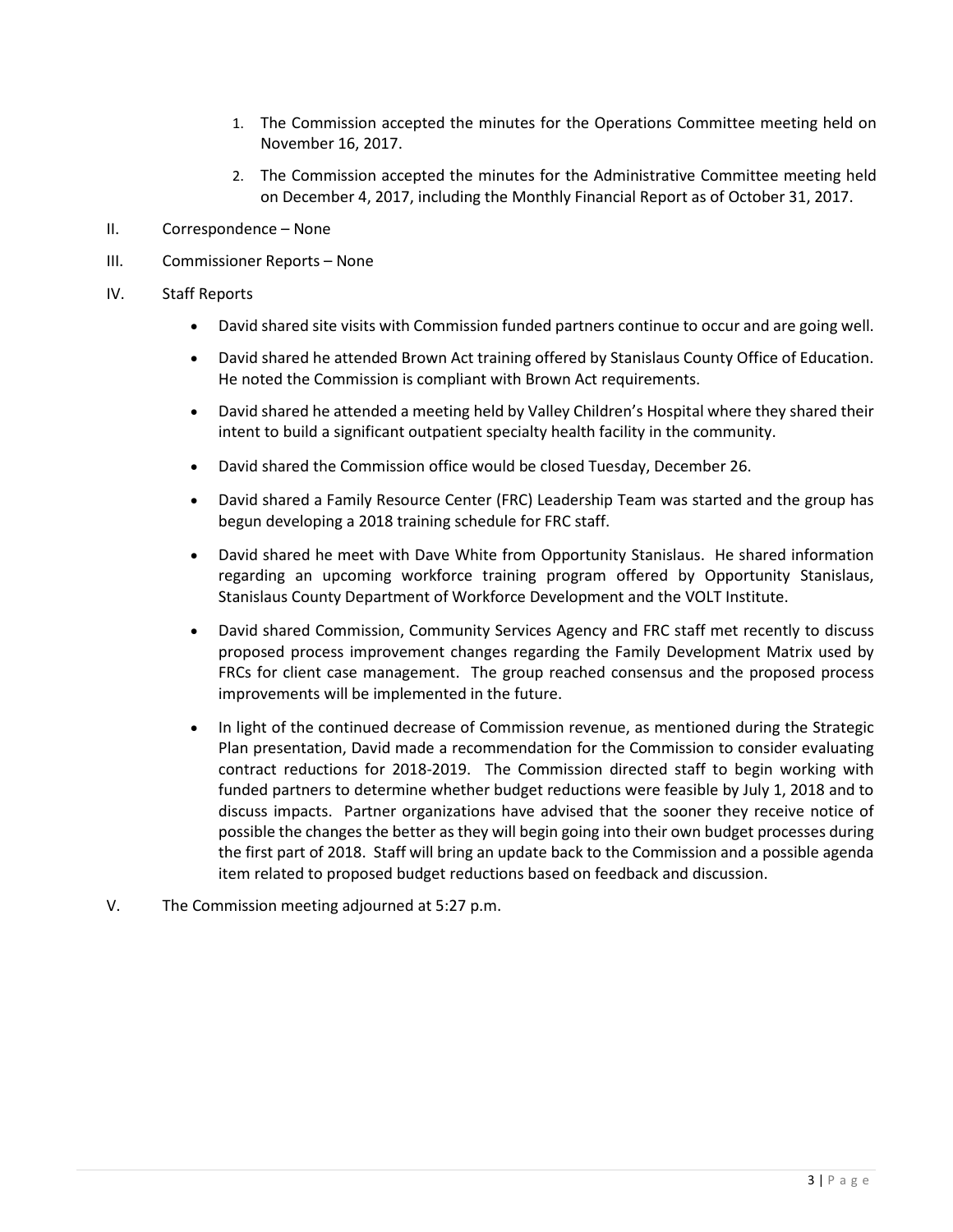1. The Commission accepted the minutes for the Operations Committee meeting held on November 16, 2017.
2. The Commission accepted the minutes for the Administrative Committee meeting held on December 4, 2017, including the Monthly Financial Report as of October 31, 2017.

II. Correspondence – None

III. Commissioner Reports – None

IV. Staff Reports

- David shared site visits with Commission funded partners continue to occur and are going well.
- David shared he attended Brown Act training offered by Stanislaus County Office of Education. He noted the Commission is compliant with Brown Act requirements.
- David shared he attended a meeting held by Valley Children's Hospital where they shared their intent to build a significant outpatient specialty health facility in the community.
- David shared the Commission office would be closed Tuesday, December 26.
- David shared a Family Resource Center (FRC) Leadership Team was started and the group has begun developing a 2018 training schedule for FRC staff.
- David shared he meet with Dave White from Opportunity Stanislaus. He shared information regarding an upcoming workforce training program offered by Opportunity Stanislaus, Stanislaus County Department of Workforce Development and the VOLT Institute.
- David shared Commission, Community Services Agency and FRC staff met recently to discuss proposed process improvement changes regarding the Family Development Matrix used by FRCs for client case management. The group reached consensus and the proposed process improvements will be implemented in the future.
- In light of the continued decrease of Commission revenue, as mentioned during the Strategic Plan presentation, David made a recommendation for the Commission to consider evaluating contract reductions for 2018-2019. The Commission directed staff to begin working with funded partners to determine whether budget reductions were feasible by July 1, 2018 and to discuss impacts. Partner organizations have advised that the sooner they receive notice of possible the changes the better as they will begin going into their own budget processes during the first part of 2018. Staff will bring an update back to the Commission and a possible agenda item related to proposed budget reductions based on feedback and discussion.

V. The Commission meeting adjourned at 5:27 p.m.